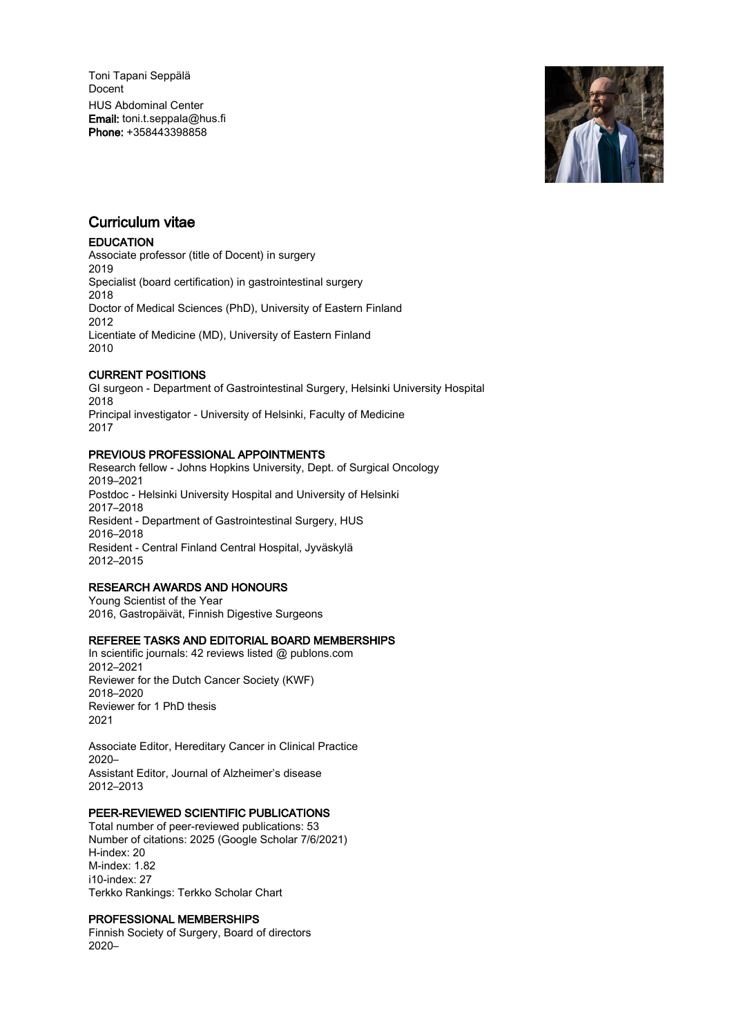Toni Tapani Seppälä
Docent
HUS Abdominal Center
**Email:** toni.t.seppala@hus.fi
**Phone:** +358443398858

# Curriculum vitae

## EDUCATION

Associate professor (title of Docent) in surgery
2019
Specialist (board certification) in gastrointestinal surgery
2018
Doctor of Medical Sciences (PhD), University of Eastern Finland
2012
Licentiate of Medicine (MD), University of Eastern Finland
2010

## CURRENT POSITIONS

GI surgeon - Department of Gastrointestinal Surgery, Helsinki University Hospital
2018
Principal investigator - University of Helsinki, Faculty of Medicine
2017

## PREVIOUS PROFESSIONAL APPOINTMENTS

Research fellow - Johns Hopkins University, Dept. of Surgical Oncology
2019–2021
Postdoc - Helsinki University Hospital and University of Helsinki
2017–2018
Resident - Department of Gastrointestinal Surgery, HUS
2016–2018
Resident - Central Finland Central Hospital, Jyväskylä
2012–2015

## RESEARCH AWARDS AND HONOURS

Young Scientist of the Year
2016, Gastropäivät, Finnish Digestive Surgeons

## REFEREE TASKS AND EDITORIAL BOARD MEMBERSHIPS

In scientific journals: 42 reviews listed @ publons.com
2012–2021
Reviewer for the Dutch Cancer Society (KWF)
2018–2020
Reviewer for 1 PhD thesis
2021

Associate Editor, Hereditary Cancer in Clinical Practice
2020–
Assistant Editor, Journal of Alzheimer's disease
2012–2013

## PEER-REVIEWED SCIENTIFIC PUBLICATIONS

Total number of peer-reviewed publications: 53
Number of citations: 2025 (Google Scholar 7/6/2021)
H-index: 20
M-index: 1.82
i10-index: 27
Terkko Rankings: Terkko Scholar Chart

## PROFESSIONAL MEMBERSHIPS

Finnish Society of Surgery, Board of directors
2020–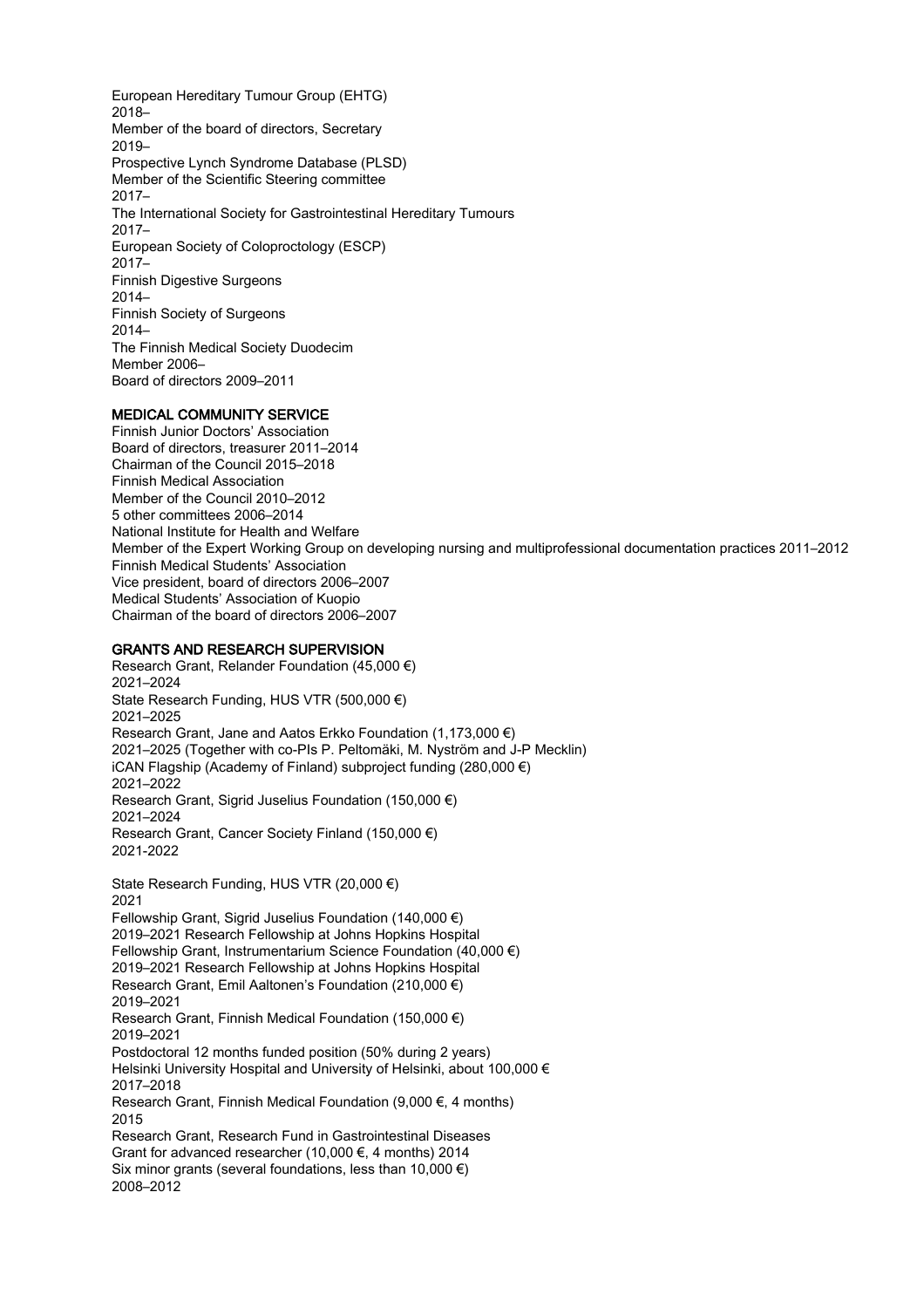European Hereditary Tumour Group (EHTG)
2018–
Member of the board of directors, Secretary
2019–
Prospective Lynch Syndrome Database (PLSD)
Member of the Scientific Steering committee
2017–
The International Society for Gastrointestinal Hereditary Tumours
2017–
European Society of Coloproctology (ESCP)
2017–
Finnish Digestive Surgeons
2014–
Finnish Society of Surgeons
2014–
The Finnish Medical Society Duodecim
Member 2006–
Board of directors 2009–2011

## MEDICAL COMMUNITY SERVICE

Finnish Junior Doctors' Association
Board of directors, treasurer 2011–2014
Chairman of the Council 2015–2018
Finnish Medical Association
Member of the Council 2010–2012
5 other committees 2006–2014
National Institute for Health and Welfare
Member of the Expert Working Group on developing nursing and multiprofessional documentation practices 2011–2012
Finnish Medical Students' Association
Vice president, board of directors 2006–2007
Medical Students' Association of Kuopio
Chairman of the board of directors 2006–2007

## GRANTS AND RESEARCH SUPERVISION

Research Grant, Relander Foundation (45,000 €)
2021–2024
State Research Funding, HUS VTR (500,000 €)
2021–2025
Research Grant, Jane and Aatos Erkko Foundation (1,173,000 €)
2021–2025 (Together with co-PIs P. Peltomäki, M. Nyström and J-P Mecklin)
iCAN Flagship (Academy of Finland) subproject funding (280,000 €)
2021–2022
Research Grant, Sigrid Juselius Foundation (150,000 €)
2021–2024
Research Grant, Cancer Society Finland (150,000 €)
2021-2022

State Research Funding, HUS VTR (20,000 €)
2021
Fellowship Grant, Sigrid Juselius Foundation (140,000 €)
2019–2021 Research Fellowship at Johns Hopkins Hospital
Fellowship Grant, Instrumentarium Science Foundation (40,000 €)
2019–2021 Research Fellowship at Johns Hopkins Hospital
Research Grant, Emil Aaltonen's Foundation (210,000 €)
2019–2021
Research Grant, Finnish Medical Foundation (150,000 €)
2019–2021
Postdoctoral 12 months funded position (50% during 2 years)
Helsinki University Hospital and University of Helsinki, about 100,000 €
2017–2018
Research Grant, Finnish Medical Foundation (9,000 €, 4 months)
2015
Research Grant, Research Fund in Gastrointestinal Diseases
Grant for advanced researcher (10,000 €, 4 months) 2014
Six minor grants (several foundations, less than 10,000 €)
2008–2012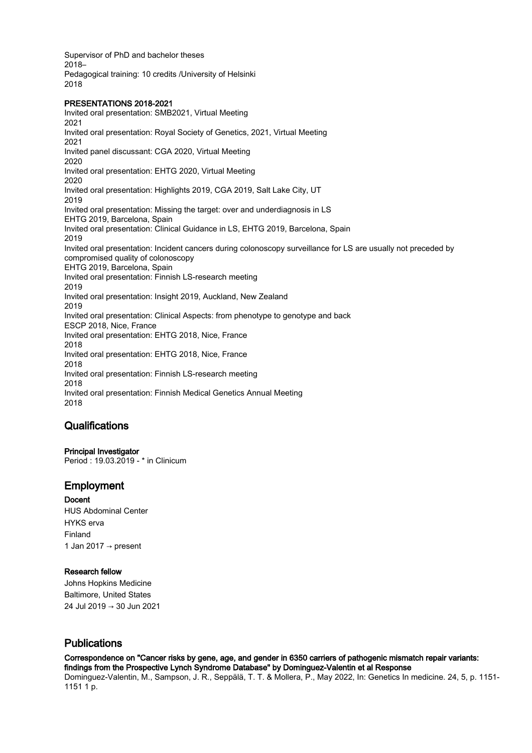Supervisor of PhD and bachelor theses
2018–
Pedagogical training: 10 credits /University of Helsinki
2018

**PRESENTATIONS 2018-2021**

Invited oral presentation: SMB2021, Virtual Meeting
2021
Invited oral presentation: Royal Society of Genetics, 2021, Virtual Meeting
2021
Invited panel discussant: CGA 2020, Virtual Meeting
2020
Invited oral presentation: EHTG 2020, Virtual Meeting
2020
Invited oral presentation: Highlights 2019, CGA 2019, Salt Lake City, UT
2019
Invited oral presentation: Missing the target: over and underdiagnosis in LS
EHTG 2019, Barcelona, Spain
Invited oral presentation: Clinical Guidance in LS, EHTG 2019, Barcelona, Spain
2019
Invited oral presentation: Incident cancers during colonoscopy surveillance for LS are usually not preceded by compromised quality of colonoscopy
EHTG 2019, Barcelona, Spain
Invited oral presentation: Finnish LS-research meeting
2019
Invited oral presentation: Insight 2019, Auckland, New Zealand
2019
Invited oral presentation: Clinical Aspects: from phenotype to genotype and back
ESCP 2018, Nice, France
Invited oral presentation: EHTG 2018, Nice, France
2018
Invited oral presentation: EHTG 2018, Nice, France
2018
Invited oral presentation: Finnish LS-research meeting
2018
Invited oral presentation: Finnish Medical Genetics Annual Meeting
2018

## Qualifications

**Principal Investigator**
Period : 19.03.2019 - * in Clinicum

## Employment

**Docent**
HUS Abdominal Center
HYKS erva
Finland
1 Jan 2017 → present

**Research fellow**
Johns Hopkins Medicine
Baltimore, United States
24 Jul 2019 → 30 Jun 2021

## Publications

**Correspondence on "Cancer risks by gene, age, and gender in 6350 carriers of pathogenic mismatch repair variants: findings from the Prospective Lynch Syndrome Database" by Dominguez-Valentin et al Response**
Dominguez-Valentin, M., Sampson, J. R., Seppälä, T. T. & Mollera, P., May 2022, In: Genetics In medicine. 24, 5, p. 1151-1151 1 p.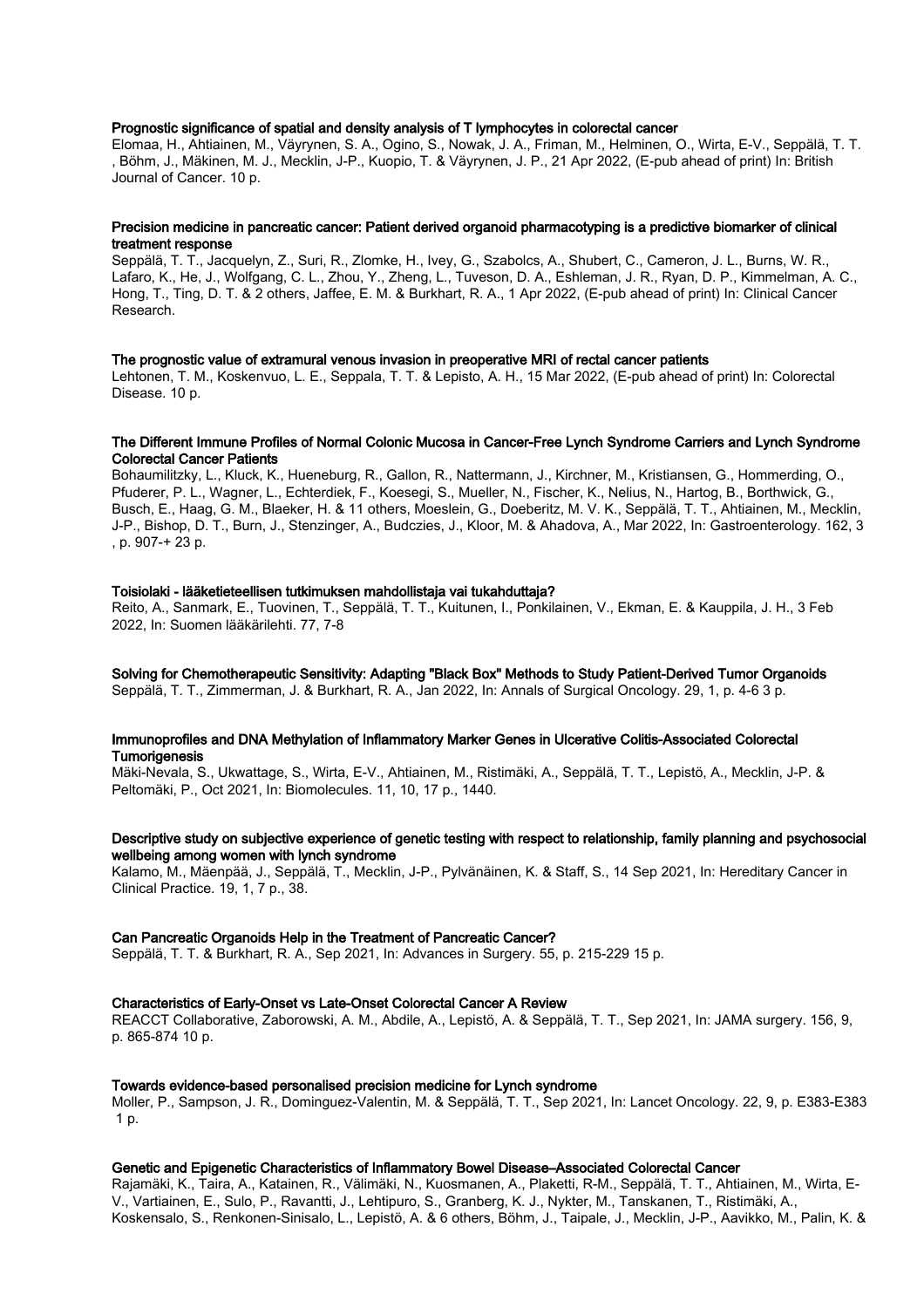**Prognostic significance of spatial and density analysis of T lymphocytes in colorectal cancer**

Elomaa, H., Ahtiainen, M., Väyrynen, S. A., Ogino, S., Nowak, J. A., Friman, M., Helminen, O., Wirta, E-V., Seppälä, T. T., Böhm, J., Mäkinen, M. J., Mecklin, J-P., Kuopio, T. & Väyrynen, J. P., 21 Apr 2022, (E-pub ahead of print) In: British Journal of Cancer. 10 p.

**Precision medicine in pancreatic cancer: Patient derived organoid pharmacotyping is a predictive biomarker of clinical treatment response**

Seppälä, T. T., Jacquelyn, Z., Suri, R., Zlomke, H., Ivey, G., Szabolcs, A., Shubert, C., Cameron, J. L., Burns, W. R., Lafaro, K., He, J., Wolfgang, C. L., Zhou, Y., Zheng, L., Tuveson, D. A., Eshleman, J. R., Ryan, D. P., Kimmelman, A. C., Hong, T., Ting, D. T. & 2 others, Jaffee, E. M. & Burkhart, R. A., 1 Apr 2022, (E-pub ahead of print) In: Clinical Cancer Research.

**The prognostic value of extramural venous invasion in preoperative MRI of rectal cancer patients**

Lehtonen, T. M., Koskenvuo, L. E., Seppala, T. T. & Lepisto, A. H., 15 Mar 2022, (E-pub ahead of print) In: Colorectal Disease. 10 p.

**The Different Immune Profiles of Normal Colonic Mucosa in Cancer-Free Lynch Syndrome Carriers and Lynch Syndrome Colorectal Cancer Patients**

Bohaumilitzky, L., Kluck, K., Hueneburg, R., Gallon, R., Nattermann, J., Kirchner, M., Kristiansen, G., Hommerding, O., Pfuderer, P. L., Wagner, L., Echterdiek, F., Koesegi, S., Mueller, N., Fischer, K., Nelius, N., Hartog, B., Borthwick, G., Busch, E., Haag, G. M., Blaeker, H. & 11 others, Moeslein, G., Doeberitz, M. V. K., Seppälä, T. T., Ahtiainen, M., Mecklin, J-P., Bishop, D. T., Burn, J., Stenzinger, A., Budczies, J., Kloor, M. & Ahadova, A., Mar 2022, In: Gastroenterology. 162, 3, p. 907-+ 23 p.

**Toisiolaki - lääketieteellisen tutkimuksen mahdollistaja vai tukahduttaja?**

Reito, A., Sanmark, E., Tuovinen, T., Seppälä, T. T., Kuitunen, I., Ponkilainen, V., Ekman, E. & Kauppila, J. H., 3 Feb 2022, In: Suomen lääkärilehti. 77, 7-8

**Solving for Chemotherapeutic Sensitivity: Adapting "Black Box" Methods to Study Patient-Derived Tumor Organoids**

Seppälä, T. T., Zimmerman, J. & Burkhart, R. A., Jan 2022, In: Annals of Surgical Oncology. 29, 1, p. 4-6 3 p.

**Immunoprofiles and DNA Methylation of Inflammatory Marker Genes in Ulcerative Colitis-Associated Colorectal Tumorigenesis**

Mäki-Nevala, S., Ukwattage, S., Wirta, E-V., Ahtiainen, M., Ristimäki, A., Seppälä, T. T., Lepistö, A., Mecklin, J-P. & Peltomäki, P., Oct 2021, In: Biomolecules. 11, 10, 17 p., 1440.

**Descriptive study on subjective experience of genetic testing with respect to relationship, family planning and psychosocial wellbeing among women with lynch syndrome**

Kalamo, M., Mäenpää, J., Seppälä, T., Mecklin, J-P., Pylvänäinen, K. & Staff, S., 14 Sep 2021, In: Hereditary Cancer in Clinical Practice. 19, 1, 7 p., 38.

**Can Pancreatic Organoids Help in the Treatment of Pancreatic Cancer?**

Seppälä, T. T. & Burkhart, R. A., Sep 2021, In: Advances in Surgery. 55, p. 215-229 15 p.

**Characteristics of Early-Onset vs Late-Onset Colorectal Cancer A Review**

REACCT Collaborative, Zaborowski, A. M., Abdile, A., Lepistö, A. & Seppälä, T. T., Sep 2021, In: JAMA surgery. 156, 9, p. 865-874 10 p.

**Towards evidence-based personalised precision medicine for Lynch syndrome**

Moller, P., Sampson, J. R., Dominguez-Valentin, M. & Seppälä, T. T., Sep 2021, In: Lancet Oncology. 22, 9, p. E383-E383 1 p.

**Genetic and Epigenetic Characteristics of Inflammatory Bowel Disease–Associated Colorectal Cancer**

Rajamäki, K., Taira, A., Katainen, R., Välimäki, N., Kuosmanen, A., Plaketti, R-M., Seppälä, T. T., Ahtiainen, M., Wirta, E-V., Vartiainen, E., Sulo, P., Ravantti, J., Lehtipuro, S., Granberg, K. J., Nykter, M., Tanskanen, T., Ristimäki, A., Koskensalo, S., Renkonen-Sinisalo, L., Lepistö, A. & 6 others, Böhm, J., Taipale, J., Mecklin, J-P., Aavikko, M., Palin, K. &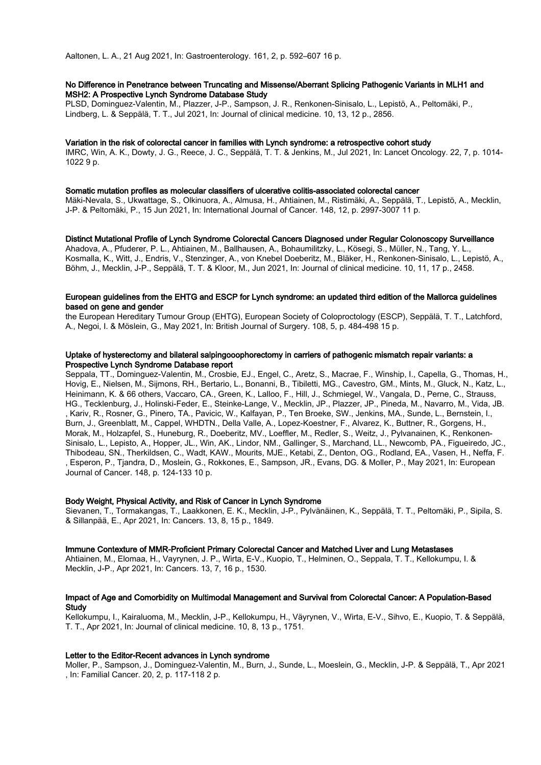Aaltonen, L. A., 21 Aug 2021, In: Gastroenterology. 161, 2, p. 592–607 16 p.

**No Difference in Penetrance between Truncating and Missense/Aberrant Splicing Pathogenic Variants in MLH1 and MSH2: A Prospective Lynch Syndrome Database Study**

PLSD, Dominguez-Valentin, M., Plazzer, J-P., Sampson, J. R., Renkonen-Sinisalo, L., Lepistö, A., Peltomäki, P., Lindberg, L. & Seppälä, T. T., Jul 2021, In: Journal of clinical medicine. 10, 13, 12 p., 2856.

**Variation in the risk of colorectal cancer in families with Lynch syndrome: a retrospective cohort study**

IMRC, Win, A. K., Dowty, J. G., Reece, J. C., Seppälä, T. T. & Jenkins, M., Jul 2021, In: Lancet Oncology. 22, 7, p. 1014-1022 9 p.

**Somatic mutation profiles as molecular classifiers of ulcerative colitis-associated colorectal cancer**

Mäki-Nevala, S., Ukwattage, S., Olkinuora, A., Almusa, H., Ahtiainen, M., Ristimäki, A., Seppälä, T., Lepistö, A., Mecklin, J-P. & Peltomäki, P., 15 Jun 2021, In: International Journal of Cancer. 148, 12, p. 2997-3007 11 p.

**Distinct Mutational Profile of Lynch Syndrome Colorectal Cancers Diagnosed under Regular Colonoscopy Surveillance**

Ahadova, A., Pfuderer, P. L., Ahtiainen, M., Ballhausen, A., Bohaumilitzky, L., Kösegi, S., Müller, N., Tang, Y. L., Kosmalla, K., Witt, J., Endris, V., Stenzinger, A., von Knebel Doeberitz, M., Bläker, H., Renkonen-Sinisalo, L., Lepistö, A., Böhm, J., Mecklin, J-P., Seppälä, T. T. & Kloor, M., Jun 2021, In: Journal of clinical medicine. 10, 11, 17 p., 2458.

**European guidelines from the EHTG and ESCP for Lynch syndrome: an updated third edition of the Mallorca guidelines based on gene and gender**

the European Hereditary Tumour Group (EHTG), European Society of Coloproctology (ESCP), Seppälä, T. T., Latchford, A., Negoi, I. & Möslein, G., May 2021, In: British Journal of Surgery. 108, 5, p. 484-498 15 p.

**Uptake of hysterectomy and bilateral salpingooophorectomy in carriers of pathogenic mismatch repair variants: a Prospective Lynch Syndrome Database report**

Seppala, TT., Dominguez-Valentin, M., Crosbie, EJ., Engel, C., Aretz, S., Macrae, F., Winship, I., Capella, G., Thomas, H., Hovig, E., Nielsen, M., Sijmons, RH., Bertario, L., Bonanni, B., Tibiletti, MG., Cavestro, GM., Mints, M., Gluck, N., Katz, L., Heinimann, K. & 66 others, Vaccaro, CA., Green, K., Lalloo, F., Hill, J., Schmiegel, W., Vangala, D., Perne, C., Strauss, HG., Tecklenburg, J., Holinski-Feder, E., Steinke-Lange, V., Mecklin, JP., Plazzer, JP., Pineda, M., Navarro, M., Vida, JB. , Kariv, R., Rosner, G., Pinero, TA., Pavicic, W., Kalfayan, P., Ten Broeke, SW., Jenkins, MA., Sunde, L., Bernstein, I., Burn, J., Greenblatt, M., Cappel, WHDTN., Della Valle, A., Lopez-Koestner, F., Alvarez, K., Buttner, R., Gorgens, H., Morak, M., Holzapfel, S., Huneburg, R., Doeberitz, MV., Loeffler, M., Redler, S., Weitz, J., Pylvanainen, K., Renkonen-Sinisalo, L., Lepisto, A., Hopper, JL., Win, AK., Lindor, NM., Gallinger, S., Marchand, LL., Newcomb, PA., Figueiredo, JC., Thibodeau, SN., Therkildsen, C., Wadt, KAW., Mourits, MJE., Ketabi, Z., Denton, OG., Rodland, EA., Vasen, H., Neffa, F. , Esperon, P., Tjandra, D., Moslein, G., Rokkones, E., Sampson, JR., Evans, DG. & Moller, P., May 2021, In: European Journal of Cancer. 148, p. 124-133 10 p.

**Body Weight, Physical Activity, and Risk of Cancer in Lynch Syndrome**

Sievanen, T., Tormakangas, T., Laakkonen, E. K., Mecklin, J-P., Pylvänäinen, K., Seppälä, T. T., Peltomäki, P., Sipila, S. & Sillanpää, E., Apr 2021, In: Cancers. 13, 8, 15 p., 1849.

**Immune Contexture of MMR-Proficient Primary Colorectal Cancer and Matched Liver and Lung Metastases**

Ahtiainen, M., Elomaa, H., Vayrynen, J. P., Wirta, E-V., Kuopio, T., Helminen, O., Seppala, T. T., Kellokumpu, I. & Mecklin, J-P., Apr 2021, In: Cancers. 13, 7, 16 p., 1530.

**Impact of Age and Comorbidity on Multimodal Management and Survival from Colorectal Cancer: A Population-Based Study**

Kellokumpu, I., Kairaluoma, M., Mecklin, J-P., Kellokumpu, H., Väyrynen, V., Wirta, E-V., Sihvo, E., Kuopio, T. & Seppälä, T. T., Apr 2021, In: Journal of clinical medicine. 10, 8, 13 p., 1751.

**Letter to the Editor-Recent advances in Lynch syndrome**

Moller, P., Sampson, J., Dominguez-Valentin, M., Burn, J., Sunde, L., Moeslein, G., Mecklin, J-P. & Seppälä, T., Apr 2021 , In: Familial Cancer. 20, 2, p. 117-118 2 p.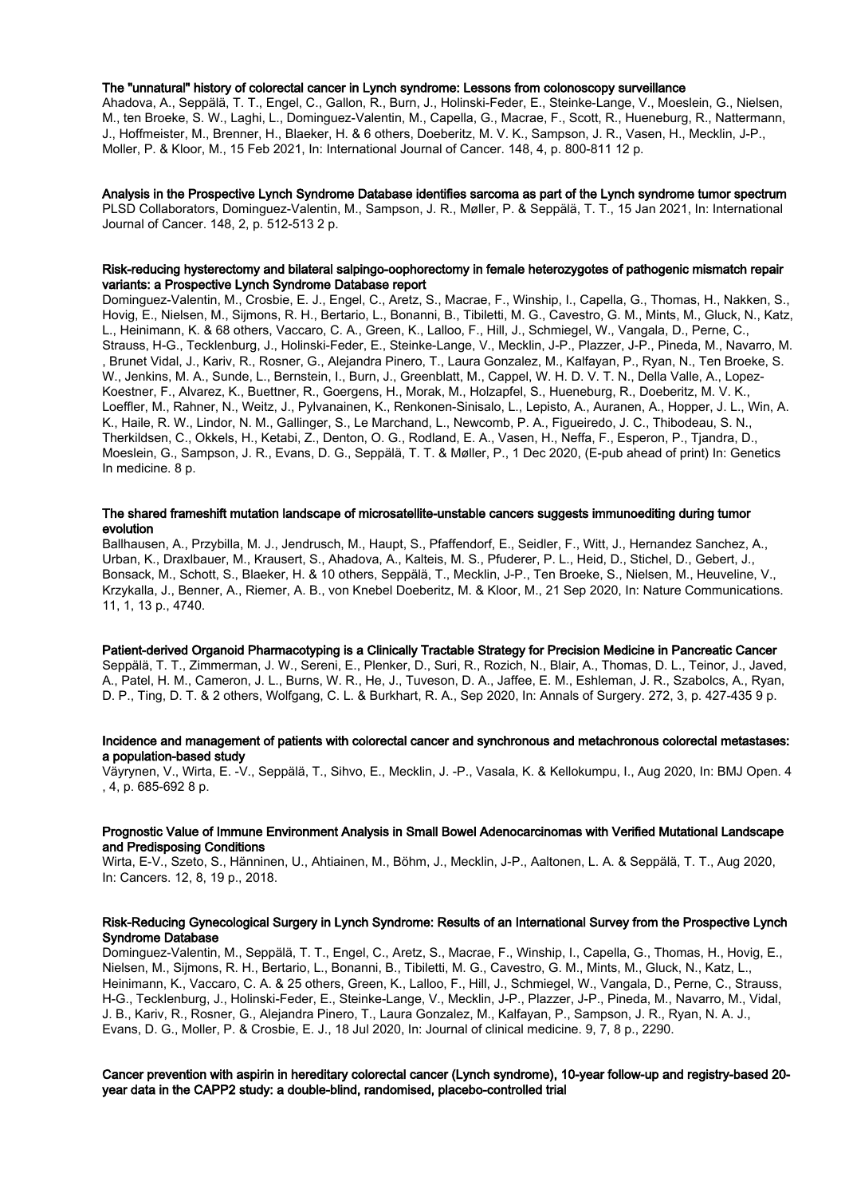**The "unnatural" history of colorectal cancer in Lynch syndrome: Lessons from colonoscopy surveillance**

Ahadova, A., Seppälä, T. T., Engel, C., Gallon, R., Burn, J., Holinski-Feder, E., Steinke-Lange, V., Moeslein, G., Nielsen, M., ten Broeke, S. W., Laghi, L., Dominguez-Valentin, M., Capella, G., Macrae, F., Scott, R., Hueneburg, R., Nattermann, J., Hoffmeister, M., Brenner, H., Blaeker, H. & 6 others, Doeberitz, M. V. K., Sampson, J. R., Vasen, H., Mecklin, J-P., Moller, P. & Kloor, M., 15 Feb 2021, In: International Journal of Cancer. 148, 4, p. 800-811 12 p.

**Analysis in the Prospective Lynch Syndrome Database identifies sarcoma as part of the Lynch syndrome tumor spectrum**

PLSD Collaborators, Dominguez-Valentin, M., Sampson, J. R., Møller, P. & Seppälä, T. T., 15 Jan 2021, In: International Journal of Cancer. 148, 2, p. 512-513 2 p.

**Risk-reducing hysterectomy and bilateral salpingo-oophorectomy in female heterozygotes of pathogenic mismatch repair variants: a Prospective Lynch Syndrome Database report**

Dominguez-Valentin, M., Crosbie, E. J., Engel, C., Aretz, S., Macrae, F., Winship, I., Capella, G., Thomas, H., Nakken, S., Hovig, E., Nielsen, M., Sijmons, R. H., Bertario, L., Bonanni, B., Tibiletti, M. G., Cavestro, G. M., Mints, M., Gluck, N., Katz, L., Heinimann, K. & 68 others, Vaccaro, C. A., Green, K., Lalloo, F., Hill, J., Schmiegel, W., Vangala, D., Perne, C., Strauss, H-G., Tecklenburg, J., Holinski-Feder, E., Steinke-Lange, V., Mecklin, J-P., Plazzer, J-P., Pineda, M., Navarro, M. , Brunet Vidal, J., Kariv, R., Rosner, G., Alejandra Pinero, T., Laura Gonzalez, M., Kalfayan, P., Ryan, N., Ten Broeke, S. W., Jenkins, M. A., Sunde, L., Bernstein, I., Burn, J., Greenblatt, M., Cappel, W. H. D. V. T. N., Della Valle, A., Lopez-Koestner, F., Alvarez, K., Buettner, R., Goergens, H., Morak, M., Holzapfel, S., Hueneburg, R., Doeberitz, M. V. K., Loeffler, M., Rahner, N., Weitz, J., Pylvanainen, K., Renkonen-Sinisalo, L., Lepisto, A., Auranen, A., Hopper, J. L., Win, A. K., Haile, R. W., Lindor, N. M., Gallinger, S., Le Marchand, L., Newcomb, P. A., Figueiredo, J. C., Thibodeau, S. N., Therkildsen, C., Okkels, H., Ketabi, Z., Denton, O. G., Rodland, E. A., Vasen, H., Neffa, F., Esperon, P., Tjandra, D., Moeslein, G., Sampson, J. R., Evans, D. G., Seppälä, T. T. & Møller, P., 1 Dec 2020, (E-pub ahead of print) In: Genetics In medicine. 8 p.

**The shared frameshift mutation landscape of microsatellite-unstable cancers suggests immunoediting during tumor evolution**

Ballhausen, A., Przybilla, M. J., Jendrusch, M., Haupt, S., Pfaffendorf, E., Seidler, F., Witt, J., Hernandez Sanchez, A., Urban, K., Draxlbauer, M., Krausert, S., Ahadova, A., Kalteis, M. S., Pfuderer, P. L., Heid, D., Stichel, D., Gebert, J., Bonsack, M., Schott, S., Blaeker, H. & 10 others, Seppälä, T., Mecklin, J-P., Ten Broeke, S., Nielsen, M., Heuveline, V., Krzykalla, J., Benner, A., Riemer, A. B., von Knebel Doeberitz, M. & Kloor, M., 21 Sep 2020, In: Nature Communications. 11, 1, 13 p., 4740.

**Patient-derived Organoid Pharmacotyping is a Clinically Tractable Strategy for Precision Medicine in Pancreatic Cancer**

Seppälä, T. T., Zimmerman, J. W., Sereni, E., Plenker, D., Suri, R., Rozich, N., Blair, A., Thomas, D. L., Teinor, J., Javed, A., Patel, H. M., Cameron, J. L., Burns, W. R., He, J., Tuveson, D. A., Jaffee, E. M., Eshleman, J. R., Szabolcs, A., Ryan, D. P., Ting, D. T. & 2 others, Wolfgang, C. L. & Burkhart, R. A., Sep 2020, In: Annals of Surgery. 272, 3, p. 427-435 9 p.

**Incidence and management of patients with colorectal cancer and synchronous and metachronous colorectal metastases: a population-based study**

Väyrynen, V., Wirta, E. -V., Seppälä, T., Sihvo, E., Mecklin, J. -P., Vasala, K. & Kellokumpu, I., Aug 2020, In: BMJ Open. 4 , 4, p. 685-692 8 p.

**Prognostic Value of Immune Environment Analysis in Small Bowel Adenocarcinomas with Verified Mutational Landscape and Predisposing Conditions**

Wirta, E-V., Szeto, S., Hänninen, U., Ahtiainen, M., Böhm, J., Mecklin, J-P., Aaltonen, L. A. & Seppälä, T. T., Aug 2020, In: Cancers. 12, 8, 19 p., 2018.

**Risk-Reducing Gynecological Surgery in Lynch Syndrome: Results of an International Survey from the Prospective Lynch Syndrome Database**

Dominguez-Valentin, M., Seppälä, T. T., Engel, C., Aretz, S., Macrae, F., Winship, I., Capella, G., Thomas, H., Hovig, E., Nielsen, M., Sijmons, R. H., Bertario, L., Bonanni, B., Tibiletti, M. G., Cavestro, G. M., Mints, M., Gluck, N., Katz, L., Heinimann, K., Vaccaro, C. A. & 25 others, Green, K., Lalloo, F., Hill, J., Schmiegel, W., Vangala, D., Perne, C., Strauss, H-G., Tecklenburg, J., Holinski-Feder, E., Steinke-Lange, V., Mecklin, J-P., Plazzer, J-P., Pineda, M., Navarro, M., Vidal, J. B., Kariv, R., Rosner, G., Alejandra Pinero, T., Laura Gonzalez, M., Kalfayan, P., Sampson, J. R., Ryan, N. A. J., Evans, D. G., Moller, P. & Crosbie, E. J., 18 Jul 2020, In: Journal of clinical medicine. 9, 7, 8 p., 2290.

**Cancer prevention with aspirin in hereditary colorectal cancer (Lynch syndrome), 10-year follow-up and registry-based 20-year data in the CAPP2 study: a double-blind, randomised, placebo-controlled trial**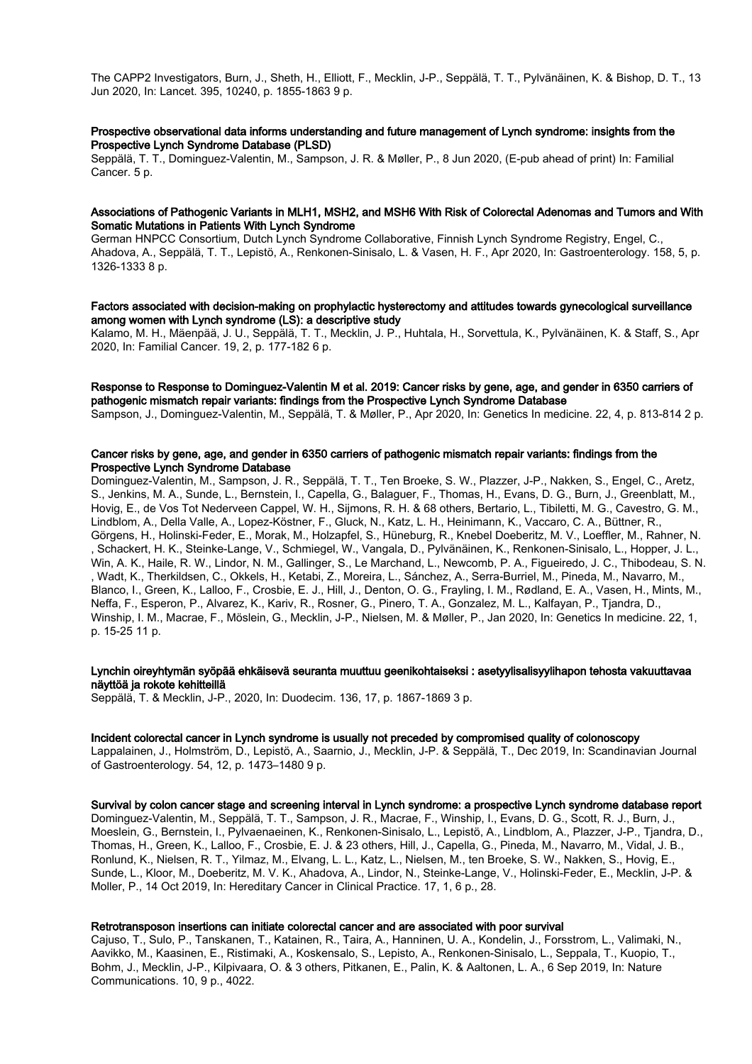The CAPP2 Investigators, Burn, J., Sheth, H., Elliott, F., Mecklin, J-P., Seppälä, T. T., Pylvänäinen, K. & Bishop, D. T., 13 Jun 2020, In: Lancet. 395, 10240, p. 1855-1863 9 p.

**Prospective observational data informs understanding and future management of Lynch syndrome: insights from the Prospective Lynch Syndrome Database (PLSD)**

Seppälä, T. T., Dominguez-Valentin, M., Sampson, J. R. & Møller, P., 8 Jun 2020, (E-pub ahead of print) In: Familial Cancer. 5 p.

**Associations of Pathogenic Variants in MLH1, MSH2, and MSH6 With Risk of Colorectal Adenomas and Tumors and With Somatic Mutations in Patients With Lynch Syndrome**

German HNPCC Consortium, Dutch Lynch Syndrome Collaborative, Finnish Lynch Syndrome Registry, Engel, C., Ahadova, A., Seppälä, T. T., Lepistö, A., Renkonen-Sinisalo, L. & Vasen, H. F., Apr 2020, In: Gastroenterology. 158, 5, p. 1326-1333 8 p.

**Factors associated with decision-making on prophylactic hysterectomy and attitudes towards gynecological surveillance among women with Lynch syndrome (LS): a descriptive study**

Kalamo, M. H., Mäenpää, J. U., Seppälä, T. T., Mecklin, J. P., Huhtala, H., Sorvettula, K., Pylvänäinen, K. & Staff, S., Apr 2020, In: Familial Cancer. 19, 2, p. 177-182 6 p.

**Response to Response to Dominguez-Valentin M et al. 2019: Cancer risks by gene, age, and gender in 6350 carriers of pathogenic mismatch repair variants: findings from the Prospective Lynch Syndrome Database**

Sampson, J., Dominguez-Valentin, M., Seppälä, T. & Møller, P., Apr 2020, In: Genetics In medicine. 22, 4, p. 813-814 2 p.

**Cancer risks by gene, age, and gender in 6350 carriers of pathogenic mismatch repair variants: findings from the Prospective Lynch Syndrome Database**

Dominguez-Valentin, M., Sampson, J. R., Seppälä, T. T., Ten Broeke, S. W., Plazzer, J-P., Nakken, S., Engel, C., Aretz, S., Jenkins, M. A., Sunde, L., Bernstein, I., Capella, G., Balaguer, F., Thomas, H., Evans, D. G., Burn, J., Greenblatt, M., Hovig, E., de Vos Tot Nederveen Cappel, W. H., Sijmons, R. H. & 68 others, Bertario, L., Tibiletti, M. G., Cavestro, G. M., Lindblom, A., Della Valle, A., Lopez-Köstner, F., Gluck, N., Katz, L. H., Heinimann, K., Vaccaro, C. A., Büttner, R., Görgens, H., Holinski-Feder, E., Morak, M., Holzapfel, S., Hüneburg, R., Knebel Doeberitz, M. V., Loeffler, M., Rahner, N. , Schackert, H. K., Steinke-Lange, V., Schmiegel, W., Vangala, D., Pylvänäinen, K., Renkonen-Sinisalo, L., Hopper, J. L., Win, A. K., Haile, R. W., Lindor, N. M., Gallinger, S., Le Marchand, L., Newcomb, P. A., Figueiredo, J. C., Thibodeau, S. N. , Wadt, K., Therkildsen, C., Okkels, H., Ketabi, Z., Moreira, L., Sánchez, A., Serra-Burriel, M., Pineda, M., Navarro, M., Blanco, I., Green, K., Lalloo, F., Crosbie, E. J., Hill, J., Denton, O. G., Frayling, I. M., Rødland, E. A., Vasen, H., Mints, M., Neffa, F., Esperon, P., Alvarez, K., Kariv, R., Rosner, G., Pinero, T. A., Gonzalez, M. L., Kalfayan, P., Tjandra, D., Winship, I. M., Macrae, F., Möslein, G., Mecklin, J-P., Nielsen, M. & Møller, P., Jan 2020, In: Genetics In medicine. 22, 1, p. 15-25 11 p.

**Lynchin oireyhtymän syöpää ehkäisevä seuranta muuttuu geenikohtaiseksi : asetyylisalisyylihapon tehosta vakuuttavaa näyttöä ja rokote kehitteillä**

Seppälä, T. & Mecklin, J-P., 2020, In: Duodecim. 136, 17, p. 1867-1869 3 p.

**Incident colorectal cancer in Lynch syndrome is usually not preceded by compromised quality of colonoscopy**

Lappalainen, J., Holmström, D., Lepistö, A., Saarnio, J., Mecklin, J-P. & Seppälä, T., Dec 2019, In: Scandinavian Journal of Gastroenterology. 54, 12, p. 1473–1480 9 p.

**Survival by colon cancer stage and screening interval in Lynch syndrome: a prospective Lynch syndrome database report**

Dominguez-Valentin, M., Seppälä, T. T., Sampson, J. R., Macrae, F., Winship, I., Evans, D. G., Scott, R. J., Burn, J., Moeslein, G., Bernstein, I., Pylvaenaeinen, K., Renkonen-Sinisalo, L., Lepistö, A., Lindblom, A., Plazzer, J-P., Tjandra, D., Thomas, H., Green, K., Lalloo, F., Crosbie, E. J. & 23 others, Hill, J., Capella, G., Pineda, M., Navarro, M., Vidal, J. B., Ronlund, K., Nielsen, R. T., Yilmaz, M., Elvang, L. L., Katz, L., Nielsen, M., ten Broeke, S. W., Nakken, S., Hovig, E., Sunde, L., Kloor, M., Doeberitz, M. V. K., Ahadova, A., Lindor, N., Steinke-Lange, V., Holinski-Feder, E., Mecklin, J-P. & Moller, P., 14 Oct 2019, In: Hereditary Cancer in Clinical Practice. 17, 1, 6 p., 28.

**Retrotransposon insertions can initiate colorectal cancer and are associated with poor survival**

Cajuso, T., Sulo, P., Tanskanen, T., Katainen, R., Taira, A., Hanninen, U. A., Kondelin, J., Forsstrom, L., Valimaki, N., Aavikko, M., Kaasinen, E., Ristimaki, A., Koskensalo, S., Lepisto, A., Renkonen-Sinisalo, L., Seppala, T., Kuopio, T., Bohm, J., Mecklin, J-P., Kilpivaara, O. & 3 others, Pitkanen, E., Palin, K. & Aaltonen, L. A., 6 Sep 2019, In: Nature Communications. 10, 9 p., 4022.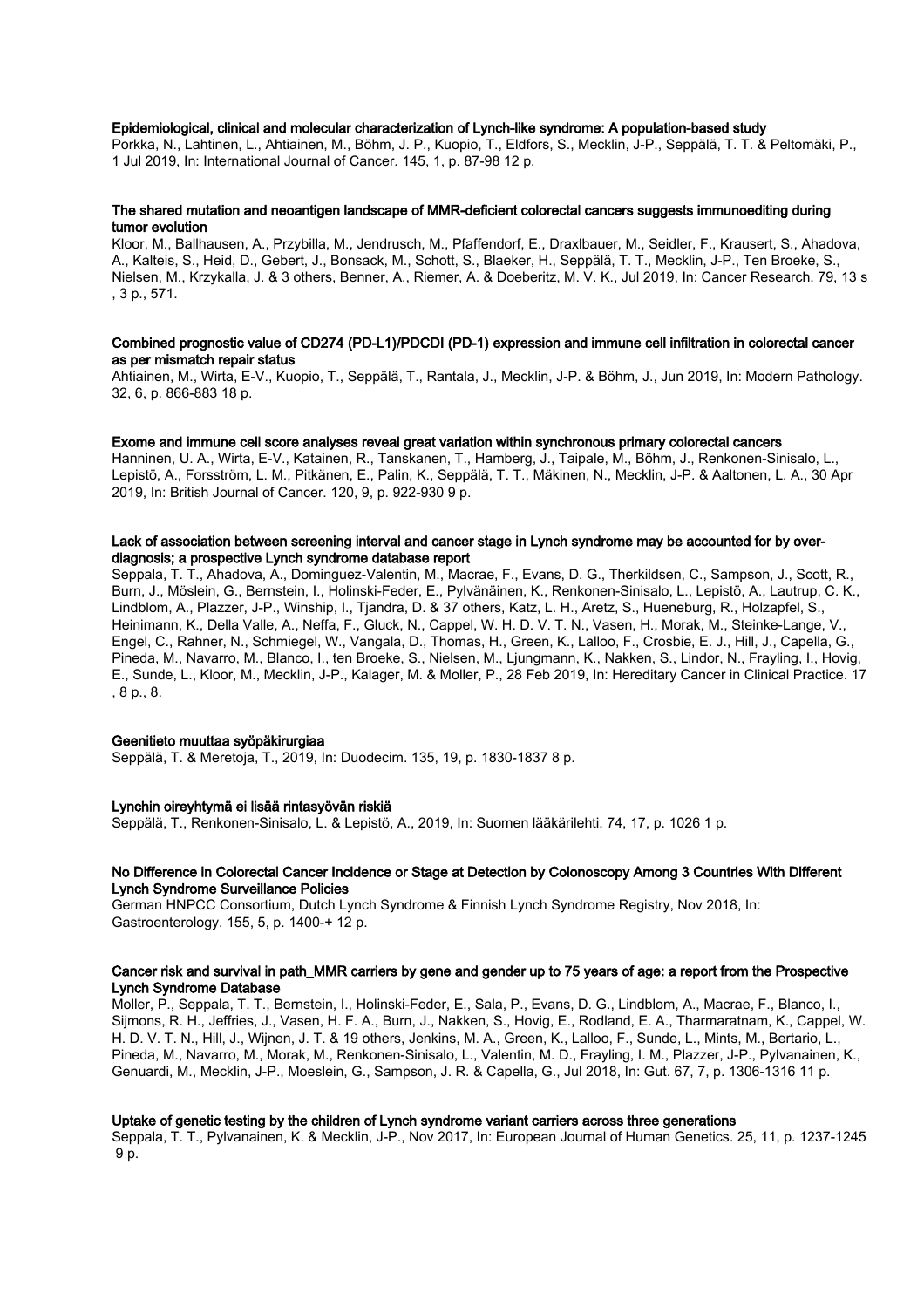### Epidemiological, clinical and molecular characterization of Lynch-like syndrome: A population-based study

Porkka, N., Lahtinen, L., Ahtiainen, M., Böhm, J. P., Kuopio, T., Eldfors, S., Mecklin, J-P., Seppälä, T. T. & Peltomäki, P., 1 Jul 2019, In: International Journal of Cancer. 145, 1, p. 87-98 12 p.

### The shared mutation and neoantigen landscape of MMR-deficient colorectal cancers suggests immunoediting during tumor evolution

Kloor, M., Ballhausen, A., Przybilla, M., Jendrusch, M., Pfaffendorf, E., Draxlbauer, M., Seidler, F., Krausert, S., Ahadova, A., Kalteis, S., Heid, D., Gebert, J., Bonsack, M., Schott, S., Blaeker, H., Seppälä, T. T., Mecklin, J-P., Ten Broeke, S., Nielsen, M., Krzykalla, J. & 3 others, Benner, A., Riemer, A. & Doeberitz, M. V. K., Jul 2019, In: Cancer Research. 79, 13 s , 3 p., 571.

### Combined prognostic value of CD274 (PD-L1)/PDCDI (PD-1) expression and immune cell infiltration in colorectal cancer as per mismatch repair status

Ahtiainen, M., Wirta, E-V., Kuopio, T., Seppälä, T., Rantala, J., Mecklin, J-P. & Böhm, J., Jun 2019, In: Modern Pathology. 32, 6, p. 866-883 18 p.

### Exome and immune cell score analyses reveal great variation within synchronous primary colorectal cancers

Hanninen, U. A., Wirta, E-V., Katainen, R., Tanskanen, T., Hamberg, J., Taipale, M., Böhm, J., Renkonen-Sinisalo, L., Lepistö, A., Forsström, L. M., Pitkänen, E., Palin, K., Seppälä, T. T., Mäkinen, N., Mecklin, J-P. & Aaltonen, L. A., 30 Apr 2019, In: British Journal of Cancer. 120, 9, p. 922-930 9 p.

### Lack of association between screening interval and cancer stage in Lynch syndrome may be accounted for by over-diagnosis; a prospective Lynch syndrome database report

Seppala, T. T., Ahadova, A., Dominguez-Valentin, M., Macrae, F., Evans, D. G., Therkildsen, C., Sampson, J., Scott, R., Burn, J., Möslein, G., Bernstein, I., Holinski-Feder, E., Pylvänäinen, K., Renkonen-Sinisalo, L., Lepistö, A., Lautrup, C. K., Lindblom, A., Plazzer, J-P., Winship, I., Tjandra, D. & 37 others, Katz, L. H., Aretz, S., Hueneburg, R., Holzapfel, S., Heinimann, K., Della Valle, A., Neffa, F., Gluck, N., Cappel, W. H. D. V. T. N., Vasen, H., Morak, M., Steinke-Lange, V., Engel, C., Rahner, N., Schmiegel, W., Vangala, D., Thomas, H., Green, K., Lalloo, F., Crosbie, E. J., Hill, J., Capella, G., Pineda, M., Navarro, M., Blanco, I., ten Broeke, S., Nielsen, M., Ljungmann, K., Nakken, S., Lindor, N., Frayling, I., Hovig, E., Sunde, L., Kloor, M., Mecklin, J-P., Kalager, M. & Moller, P., 28 Feb 2019, In: Hereditary Cancer in Clinical Practice. 17 , 8 p., 8.

### Geenitieto muuttaa syöpäkirurgiaa

Seppälä, T. & Meretoja, T., 2019, In: Duodecim. 135, 19, p. 1830-1837 8 p.

### Lynchin oireyhtymä ei lisää rintasyövän riskiä

Seppälä, T., Renkonen-Sinisalo, L. & Lepistö, A., 2019, In: Suomen lääkärilehti. 74, 17, p. 1026 1 p.

### No Difference in Colorectal Cancer Incidence or Stage at Detection by Colonoscopy Among 3 Countries With Different Lynch Syndrome Surveillance Policies

German HNPCC Consortium, Dutch Lynch Syndrome & Finnish Lynch Syndrome Registry, Nov 2018, In: Gastroenterology. 155, 5, p. 1400-+ 12 p.

### Cancer risk and survival in path_MMR carriers by gene and gender up to 75 years of age: a report from the Prospective Lynch Syndrome Database

Moller, P., Seppala, T. T., Bernstein, I., Holinski-Feder, E., Sala, P., Evans, D. G., Lindblom, A., Macrae, F., Blanco, I., Sijmons, R. H., Jeffries, J., Vasen, H. F. A., Burn, J., Nakken, S., Hovig, E., Rodland, E. A., Tharmaratnam, K., Cappel, W. H. D. V. T. N., Hill, J., Wijnen, J. T. & 19 others, Jenkins, M. A., Green, K., Lalloo, F., Sunde, L., Mints, M., Bertario, L., Pineda, M., Navarro, M., Morak, M., Renkonen-Sinisalo, L., Valentin, M. D., Frayling, I. M., Plazzer, J-P., Pylvanainen, K., Genuardi, M., Mecklin, J-P., Moeslein, G., Sampson, J. R. & Capella, G., Jul 2018, In: Gut. 67, 7, p. 1306-1316 11 p.

### Uptake of genetic testing by the children of Lynch syndrome variant carriers across three generations

Seppala, T. T., Pylvanainen, K. & Mecklin, J-P., Nov 2017, In: European Journal of Human Genetics. 25, 11, p. 1237-1245 9 p.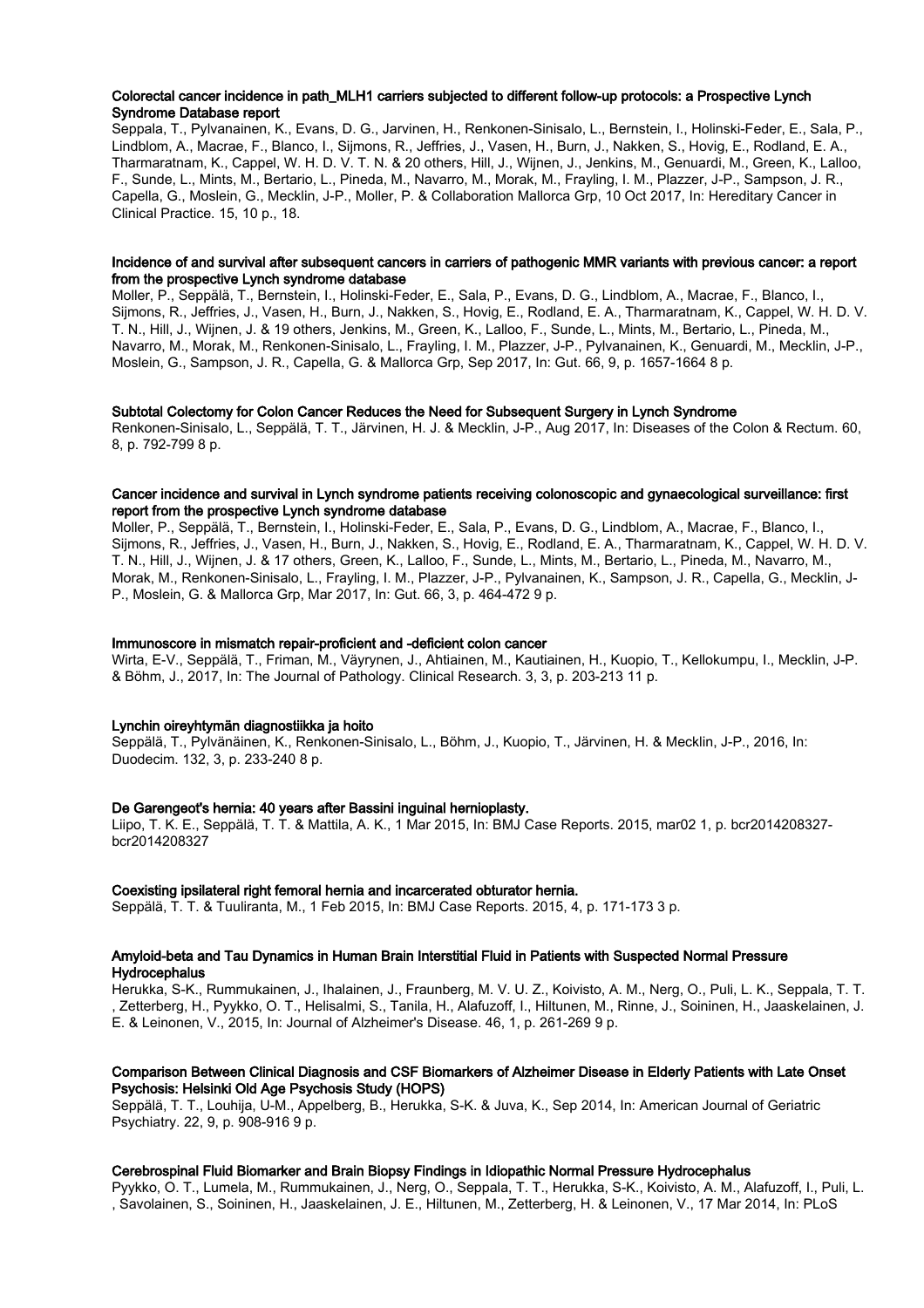### Colorectal cancer incidence in path_MLH1 carriers subjected to different follow-up protocols: a Prospective Lynch Syndrome Database report

Seppala, T., Pylvanainen, K., Evans, D. G., Jarvinen, H., Renkonen-Sinisalo, L., Bernstein, I., Holinski-Feder, E., Sala, P., Lindblom, A., Macrae, F., Blanco, I., Sijmons, R., Jeffries, J., Vasen, H., Burn, J., Nakken, S., Hovig, E., Rodland, E. A., Tharmaratnam, K., Cappel, W. H. D. V. T. N. & 20 others, Hill, J., Wijnen, J., Jenkins, M., Genuardi, M., Green, K., Lalloo, F., Sunde, L., Mints, M., Bertario, L., Pineda, M., Navarro, M., Morak, M., Frayling, I. M., Plazzer, J-P., Sampson, J. R., Capella, G., Moslein, G., Mecklin, J-P., Moller, P. & Collaboration Mallorca Grp, 10 Oct 2017, In: Hereditary Cancer in Clinical Practice. 15, 10 p., 18.

### Incidence of and survival after subsequent cancers in carriers of pathogenic MMR variants with previous cancer: a report from the prospective Lynch syndrome database

Moller, P., Seppälä, T., Bernstein, I., Holinski-Feder, E., Sala, P., Evans, D. G., Lindblom, A., Macrae, F., Blanco, I., Sijmons, R., Jeffries, J., Vasen, H., Burn, J., Nakken, S., Hovig, E., Rodland, E. A., Tharmaratnam, K., Cappel, W. H. D. V. T. N., Hill, J., Wijnen, J. & 19 others, Jenkins, M., Green, K., Lalloo, F., Sunde, L., Mints, M., Bertario, L., Pineda, M., Navarro, M., Morak, M., Renkonen-Sinisalo, L., Frayling, I. M., Plazzer, J-P., Pylvanainen, K., Genuardi, M., Mecklin, J-P., Moslein, G., Sampson, J. R., Capella, G. & Mallorca Grp, Sep 2017, In: Gut. 66, 9, p. 1657-1664 8 p.

### Subtotal Colectomy for Colon Cancer Reduces the Need for Subsequent Surgery in Lynch Syndrome

Renkonen-Sinisalo, L., Seppälä, T. T., Järvinen, H. J. & Mecklin, J-P., Aug 2017, In: Diseases of the Colon & Rectum. 60, 8, p. 792-799 8 p.

### Cancer incidence and survival in Lynch syndrome patients receiving colonoscopic and gynaecological surveillance: first report from the prospective Lynch syndrome database

Moller, P., Seppälä, T., Bernstein, I., Holinski-Feder, E., Sala, P., Evans, D. G., Lindblom, A., Macrae, F., Blanco, I., Sijmons, R., Jeffries, J., Vasen, H., Burn, J., Nakken, S., Hovig, E., Rodland, E. A., Tharmaratnam, K., Cappel, W. H. D. V. T. N., Hill, J., Wijnen, J. & 17 others, Green, K., Lalloo, F., Sunde, L., Mints, M., Bertario, L., Pineda, M., Navarro, M., Morak, M., Renkonen-Sinisalo, L., Frayling, I. M., Plazzer, J-P., Pylvanainen, K., Sampson, J. R., Capella, G., Mecklin, J-P., Moslein, G. & Mallorca Grp, Mar 2017, In: Gut. 66, 3, p. 464-472 9 p.

### Immunoscore in mismatch repair-proficient and -deficient colon cancer

Wirta, E-V., Seppälä, T., Friman, M., Väyrynen, J., Ahtiainen, M., Kautiainen, H., Kuopio, T., Kellokumpu, I., Mecklin, J-P. & Böhm, J., 2017, In: The Journal of Pathology. Clinical Research. 3, 3, p. 203-213 11 p.

### Lynchin oireyhtymän diagnostiikka ja hoito

Seppälä, T., Pylvänäinen, K., Renkonen-Sinisalo, L., Böhm, J., Kuopio, T., Järvinen, H. & Mecklin, J-P., 2016, In: Duodecim. 132, 3, p. 233-240 8 p.

### De Garengeot's hernia: 40 years after Bassini inguinal hernioplasty.

Liipo, T. K. E., Seppälä, T. T. & Mattila, A. K., 1 Mar 2015, In: BMJ Case Reports. 2015, mar02 1, p. bcr2014208327-bcr2014208327

### Coexisting ipsilateral right femoral hernia and incarcerated obturator hernia.

Seppälä, T. T. & Tuuliranta, M., 1 Feb 2015, In: BMJ Case Reports. 2015, 4, p. 171-173 3 p.

### Amyloid-beta and Tau Dynamics in Human Brain Interstitial Fluid in Patients with Suspected Normal Pressure Hydrocephalus

Herukka, S-K., Rummukainen, J., Ihalainen, J., Fraunberg, M. V. U. Z., Koivisto, A. M., Nerg, O., Puli, L. K., Seppala, T. T., Zetterberg, H., Pyykko, O. T., Helisalmi, S., Tanila, H., Alafuzoff, I., Hiltunen, M., Rinne, J., Soininen, H., Jaaskelainen, J. E. & Leinonen, V., 2015, In: Journal of Alzheimer's Disease. 46, 1, p. 261-269 9 p.

### Comparison Between Clinical Diagnosis and CSF Biomarkers of Alzheimer Disease in Elderly Patients with Late Onset Psychosis: Helsinki Old Age Psychosis Study (HOPS)

Seppälä, T. T., Louhija, U-M., Appelberg, B., Herukka, S-K. & Juva, K., Sep 2014, In: American Journal of Geriatric Psychiatry. 22, 9, p. 908-916 9 p.

### Cerebrospinal Fluid Biomarker and Brain Biopsy Findings in Idiopathic Normal Pressure Hydrocephalus

Pyykko, O. T., Lumela, M., Rummukainen, J., Nerg, O., Seppala, T. T., Herukka, S-K., Koivisto, A. M., Alafuzoff, I., Puli, L., Savolainen, S., Soininen, H., Jaaskelainen, J. E., Hiltunen, M., Zetterberg, H. & Leinonen, V., 17 Mar 2014, In: PLoS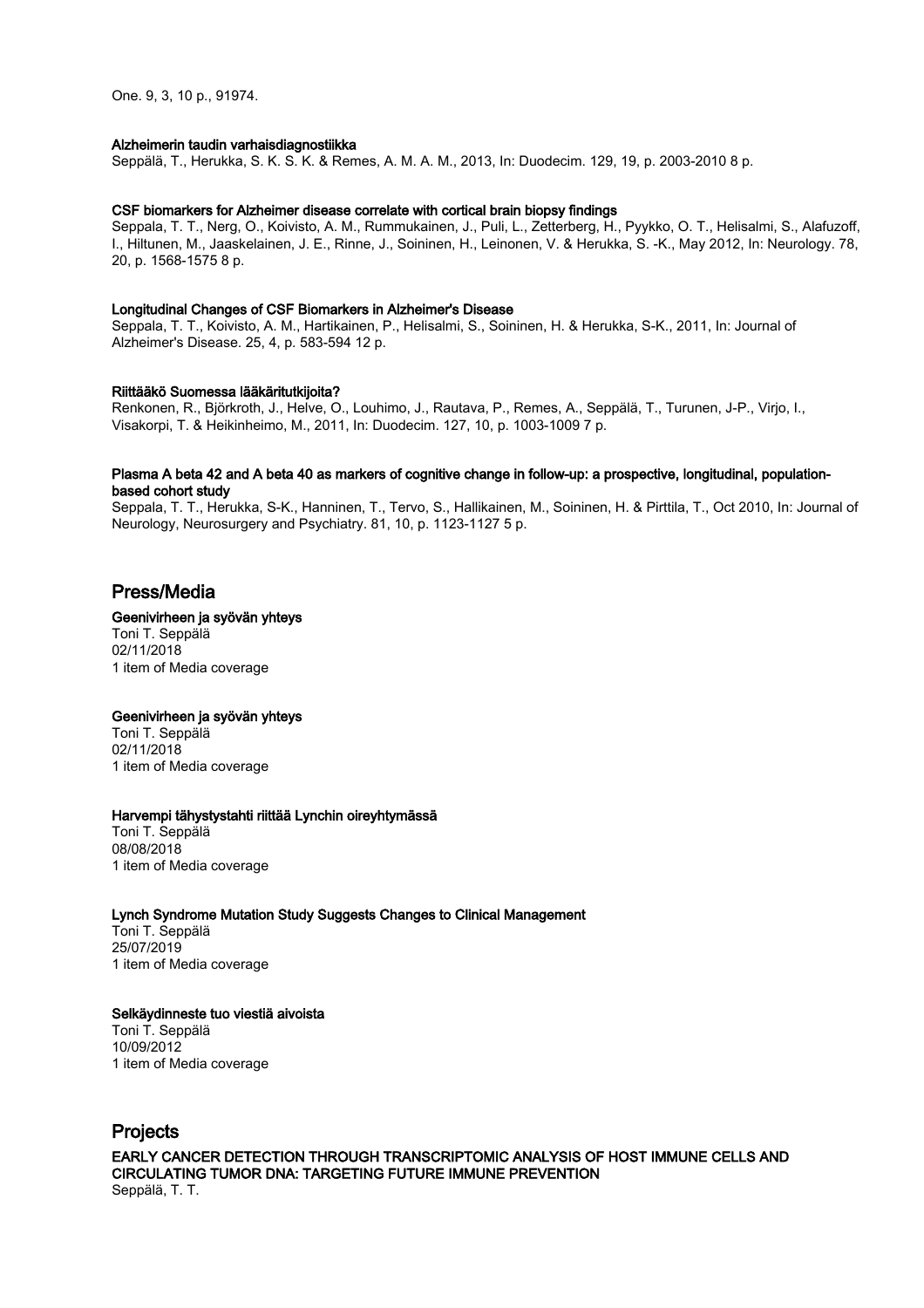One. 9, 3, 10 p., 91974.

**Alzheimerin taudin varhaisdiagnostiikka**
Seppälä, T., Herukka, S. K. S. K. & Remes, A. M. A. M., 2013, In: Duodecim. 129, 19, p. 2003-2010 8 p.

**CSF biomarkers for Alzheimer disease correlate with cortical brain biopsy findings**
Seppala, T. T., Nerg, O., Koivisto, A. M., Rummukainen, J., Puli, L., Zetterberg, H., Pyykko, O. T., Helisalmi, S., Alafuzoff, I., Hiltunen, M., Jaaskelainen, J. E., Rinne, J., Soininen, H., Leinonen, V. & Herukka, S. -K., May 2012, In: Neurology. 78, 20, p. 1568-1575 8 p.

**Longitudinal Changes of CSF Biomarkers in Alzheimer's Disease**
Seppala, T. T., Koivisto, A. M., Hartikainen, P., Helisalmi, S., Soininen, H. & Herukka, S-K., 2011, In: Journal of Alzheimer's Disease. 25, 4, p. 583-594 12 p.

**Riittääkö Suomessa lääkäritutkijoita?**
Renkonen, R., Björkroth, J., Helve, O., Louhimo, J., Rautava, P., Remes, A., Seppälä, T., Turunen, J-P., Virjo, I., Visakorpi, T. & Heikinheimo, M., 2011, In: Duodecim. 127, 10, p. 1003-1009 7 p.

**Plasma A beta 42 and A beta 40 as markers of cognitive change in follow-up: a prospective, longitudinal, population-based cohort study**
Seppala, T. T., Herukka, S-K., Hanninen, T., Tervo, S., Hallikainen, M., Soininen, H. & Pirttila, T., Oct 2010, In: Journal of Neurology, Neurosurgery and Psychiatry. 81, 10, p. 1123-1127 5 p.

## Press/Media

**Geenivirheen ja syövän yhteys**
Toni T. Seppälä
02/11/2018
1 item of Media coverage

**Geenivirheen ja syövän yhteys**
Toni T. Seppälä
02/11/2018
1 item of Media coverage

**Harvempi tähystystahti riittää Lynchin oireyhtymässä**
Toni T. Seppälä
08/08/2018
1 item of Media coverage

**Lynch Syndrome Mutation Study Suggests Changes to Clinical Management**
Toni T. Seppälä
25/07/2019
1 item of Media coverage

**Selkäydinneste tuo viestiä aivoista**
Toni T. Seppälä
10/09/2012
1 item of Media coverage

## Projects

**EARLY CANCER DETECTION THROUGH TRANSCRIPTOMIC ANALYSIS OF HOST IMMUNE CELLS AND CIRCULATING TUMOR DNA: TARGETING FUTURE IMMUNE PREVENTION**
Seppälä, T. T.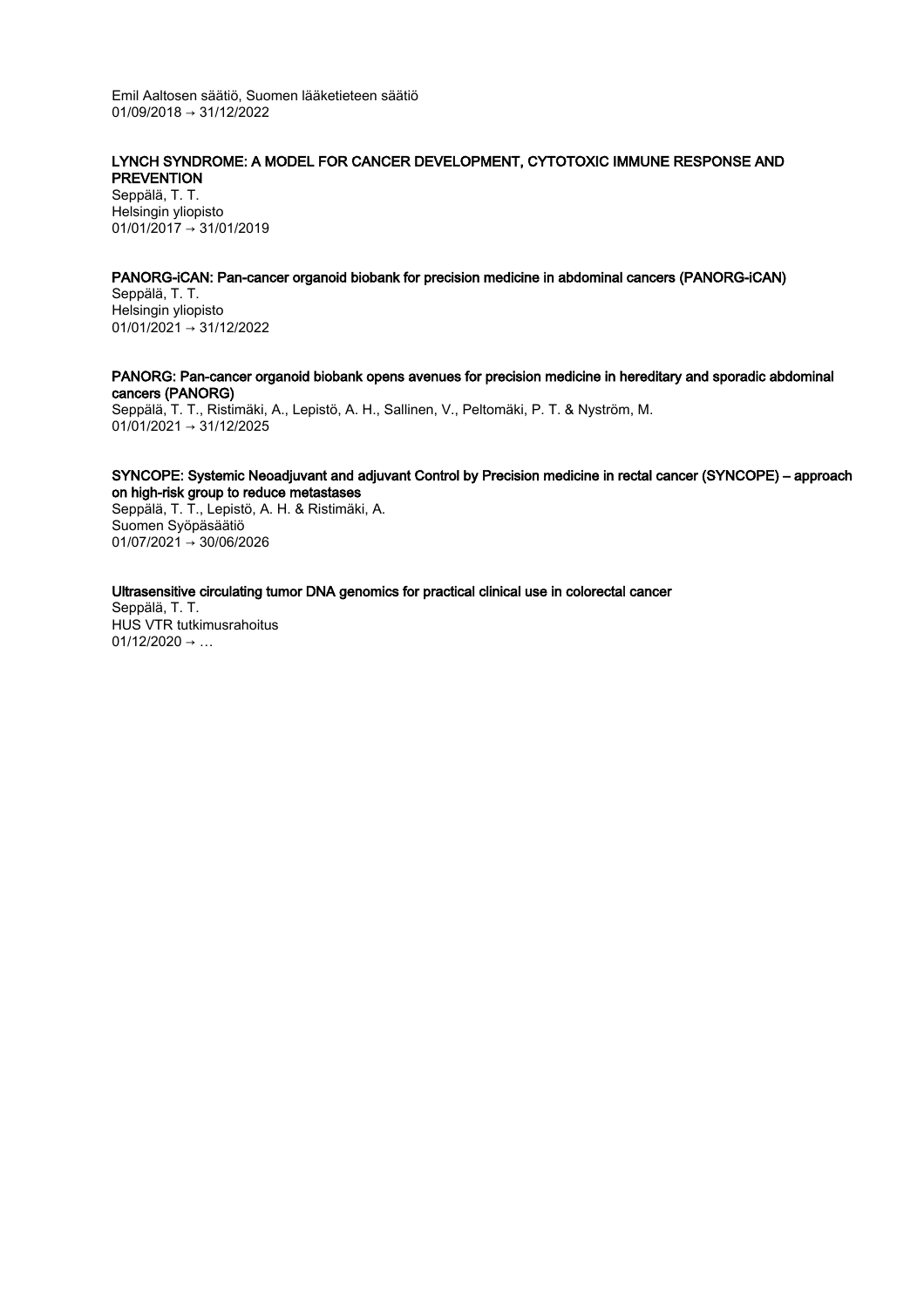Emil Aaltosen säätiö, Suomen lääketieteen säätiö
01/09/2018 → 31/12/2022

**LYNCH SYNDROME: A MODEL FOR CANCER DEVELOPMENT, CYTOTOXIC IMMUNE RESPONSE AND PREVENTION**
Seppälä, T. T.
Helsingin yliopisto
01/01/2017 → 31/01/2019

**PANORG-iCAN: Pan-cancer organoid biobank for precision medicine in abdominal cancers (PANORG-iCAN)**
Seppälä, T. T.
Helsingin yliopisto
01/01/2021 → 31/12/2022

**PANORG: Pan-cancer organoid biobank opens avenues for precision medicine in hereditary and sporadic abdominal cancers (PANORG)**
Seppälä, T. T., Ristimäki, A., Lepistö, A. H., Sallinen, V., Peltomäki, P. T. & Nyström, M.
01/01/2021 → 31/12/2025

**SYNCOPE: Systemic Neoadjuvant and adjuvant Control by Precision medicine in rectal cancer (SYNCOPE) – approach on high-risk group to reduce metastases**
Seppälä, T. T., Lepistö, A. H. & Ristimäki, A.
Suomen Syöpäsäätiö
01/07/2021 → 30/06/2026

**Ultrasensitive circulating tumor DNA genomics for practical clinical use in colorectal cancer**
Seppälä, T. T.
HUS VTR tutkimusrahoitus
01/12/2020 → …